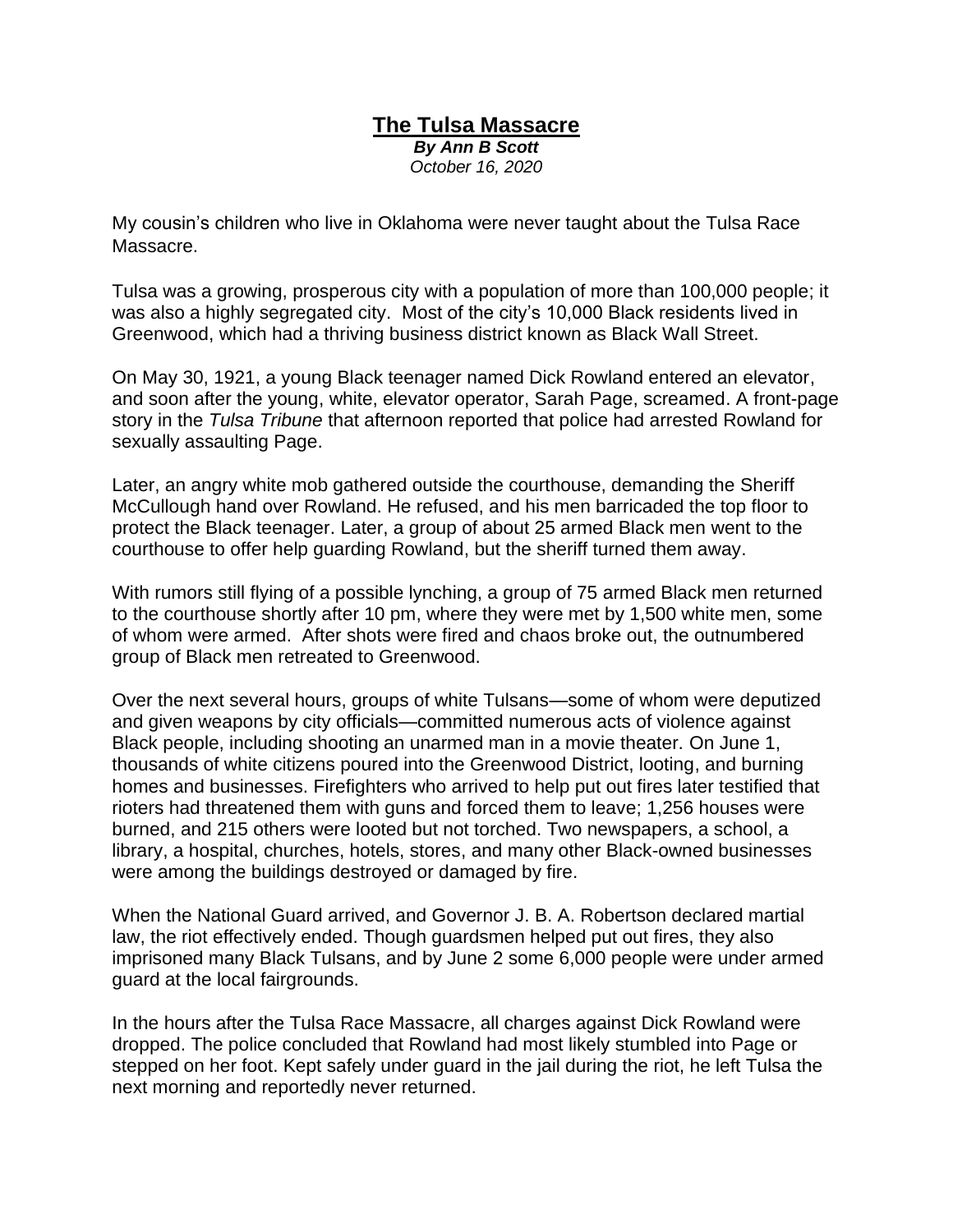# The Tulsa Massacre

***By Ann B Scott***
*October 16, 2020*

My cousin's children who live in Oklahoma were never taught about the Tulsa Race Massacre.

Tulsa was a growing, prosperous city with a population of more than 100,000 people; it was also a highly segregated city. Most of the city's 10,000 Black residents lived in Greenwood, which had a thriving business district known as Black Wall Street.

On May 30, 1921, a young Black teenager named Dick Rowland entered an elevator, and soon after the young, white, elevator operator, Sarah Page, screamed. A front-page story in the *Tulsa Tribune* that afternoon reported that police had arrested Rowland for sexually assaulting Page.

Later, an angry white mob gathered outside the courthouse, demanding the Sheriff McCullough hand over Rowland. He refused, and his men barricaded the top floor to protect the Black teenager. Later, a group of about 25 armed Black men went to the courthouse to offer help guarding Rowland, but the sheriff turned them away.

With rumors still flying of a possible lynching, a group of 75 armed Black men returned to the courthouse shortly after 10 pm, where they were met by 1,500 white men, some of whom were armed. After shots were fired and chaos broke out, the outnumbered group of Black men retreated to Greenwood.

Over the next several hours, groups of white Tulsans—some of whom were deputized and given weapons by city officials—committed numerous acts of violence against Black people, including shooting an unarmed man in a movie theater. On June 1, thousands of white citizens poured into the Greenwood District, looting, and burning homes and businesses. Firefighters who arrived to help put out fires later testified that rioters had threatened them with guns and forced them to leave; 1,256 houses were burned, and 215 others were looted but not torched. Two newspapers, a school, a library, a hospital, churches, hotels, stores, and many other Black-owned businesses were among the buildings destroyed or damaged by fire.

When the National Guard arrived, and Governor J. B. A. Robertson declared martial law, the riot effectively ended. Though guardsmen helped put out fires, they also imprisoned many Black Tulsans, and by June 2 some 6,000 people were under armed guard at the local fairgrounds.

In the hours after the Tulsa Race Massacre, all charges against Dick Rowland were dropped. The police concluded that Rowland had most likely stumbled into Page or stepped on her foot. Kept safely under guard in the jail during the riot, he left Tulsa the next morning and reportedly never returned.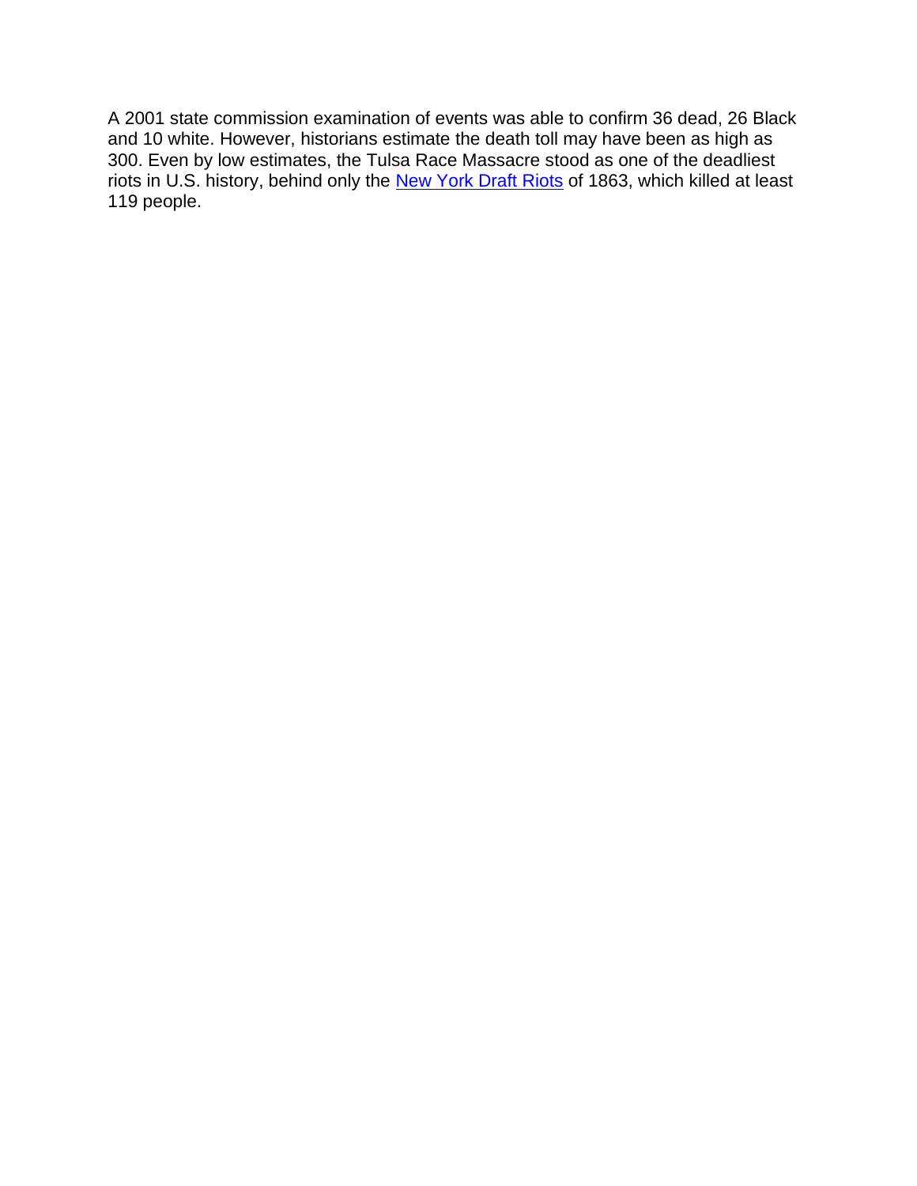A 2001 state commission examination of events was able to confirm 36 dead, 26 Black and 10 white. However, historians estimate the death toll may have been as high as 300. Even by low estimates, the Tulsa Race Massacre stood as one of the deadliest riots in U.S. history, behind only the New York Draft Riots of 1863, which killed at least 119 people.